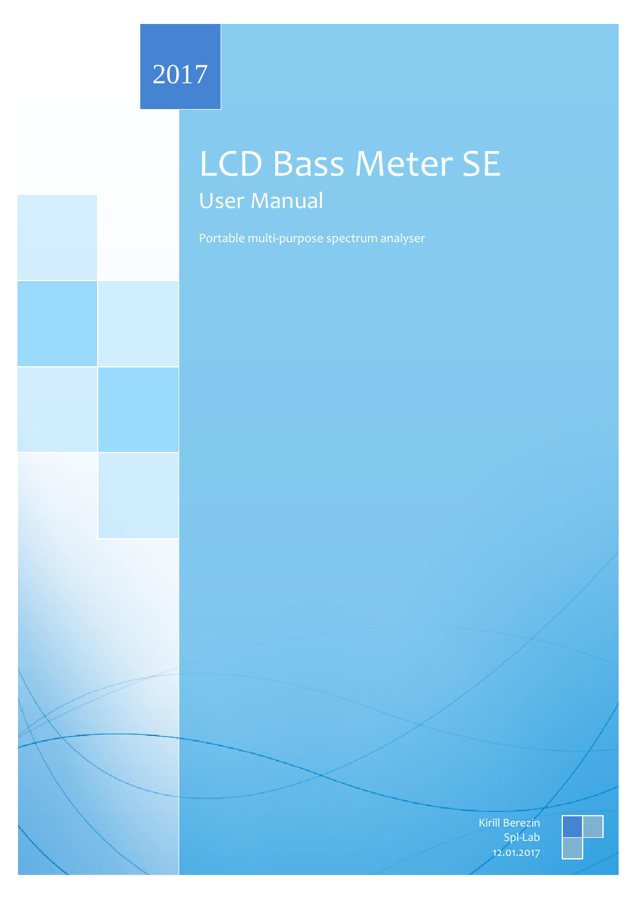2017

# LCD Bass Meter SE

## User Manual

Portable multi-purpose spectrum analyser

Kirill Berezin
Spl-Lab
12.01.2017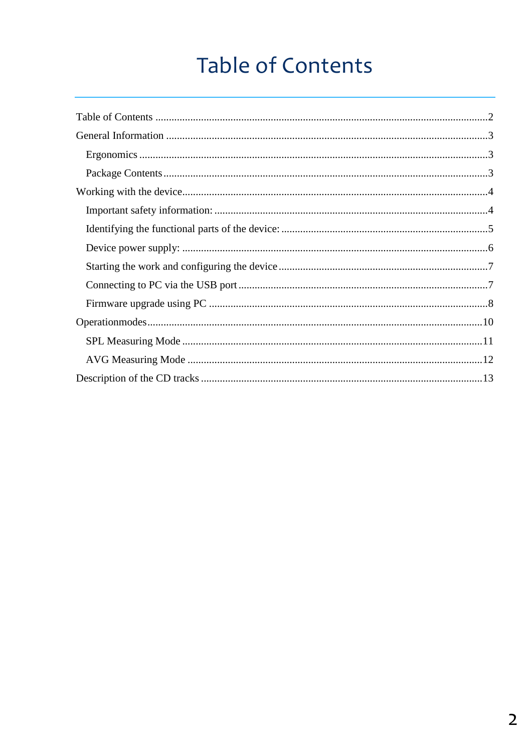# Table of Contents

Table of Contents ........................................................................................................2
General Information ....................................................................................................3
  Ergonomics ..............................................................................................................3
  Package Contents .....................................................................................................3
Working with the device..............................................................................................4
  Important safety information: ..................................................................................4
  Identifying the functional parts of the device: .........................................................5
  Device power supply: ..............................................................................................6
  Starting the work and configuring the device ..........................................................7
  Connecting to PC via the USB port .........................................................................7
  Firmware upgrade using PC ....................................................................................8
Operationmodes.........................................................................................................10
  SPL Measuring Mode ............................................................................................11
  AVG Measuring Mode ..........................................................................................12
Description of the CD tracks .....................................................................................13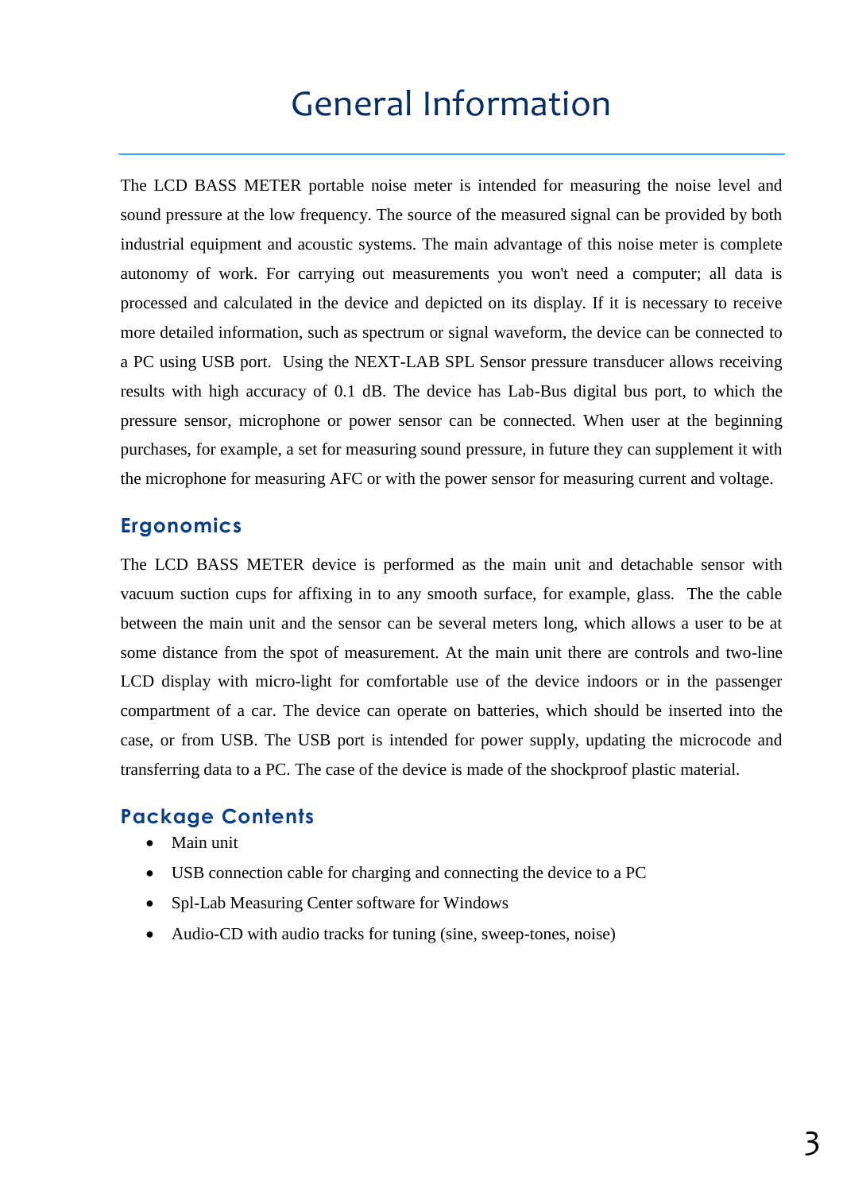# General Information

The LCD BASS METER portable noise meter is intended for measuring the noise level and sound pressure at the low frequency. The source of the measured signal can be provided by both industrial equipment and acoustic systems. The main advantage of this noise meter is complete autonomy of work. For carrying out measurements you won't need a computer; all data is processed and calculated in the device and depicted on its display. If it is necessary to receive more detailed information, such as spectrum or signal waveform, the device can be connected to a PC using USB port. Using the NEXT-LAB SPL Sensor pressure transducer allows receiving results with high accuracy of 0.1 dB. The device has Lab-Bus digital bus port, to which the pressure sensor, microphone or power sensor can be connected. When user at the beginning purchases, for example, a set for measuring sound pressure, in future they can supplement it with the microphone for measuring AFC or with the power sensor for measuring current and voltage.

## Ergonomics

The LCD BASS METER device is performed as the main unit and detachable sensor with vacuum suction cups for affixing in to any smooth surface, for example, glass. The the cable between the main unit and the sensor can be several meters long, which allows a user to be at some distance from the spot of measurement. At the main unit there are controls and two-line LCD display with micro-light for comfortable use of the device indoors or in the passenger compartment of a car. The device can operate on batteries, which should be inserted into the case, or from USB. The USB port is intended for power supply, updating the microcode and transferring data to a PC. The case of the device is made of the shockproof plastic material.

## Package Contents

- Main unit
- USB connection cable for charging and connecting the device to a PC
- Spl-Lab Measuring Center software for Windows
- Audio-CD with audio tracks for tuning (sine, sweep-tones, noise)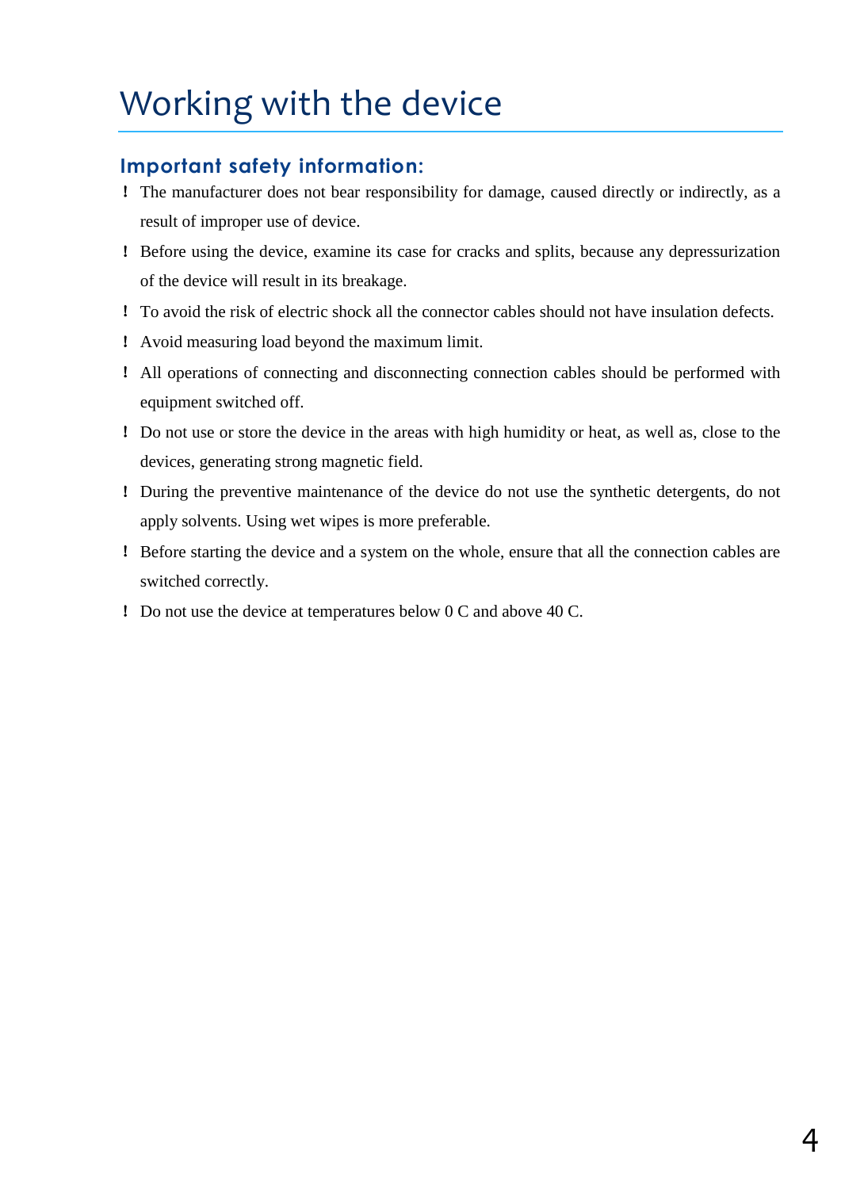# Working with the device

## Important safety information:

- ! The manufacturer does not bear responsibility for damage, caused directly or indirectly, as a result of improper use of device.
- ! Before using the device, examine its case for cracks and splits, because any depressurization of the device will result in its breakage.
- ! To avoid the risk of electric shock all the connector cables should not have insulation defects.
- ! Avoid measuring load beyond the maximum limit.
- ! All operations of connecting and disconnecting connection cables should be performed with equipment switched off.
- ! Do not use or store the device in the areas with high humidity or heat, as well as, close to the devices, generating strong magnetic field.
- ! During the preventive maintenance of the device do not use the synthetic detergents, do not apply solvents. Using wet wipes is more preferable.
- ! Before starting the device and a system on the whole, ensure that all the connection cables are switched correctly.
- ! Do not use the device at temperatures below 0 C and above 40 C.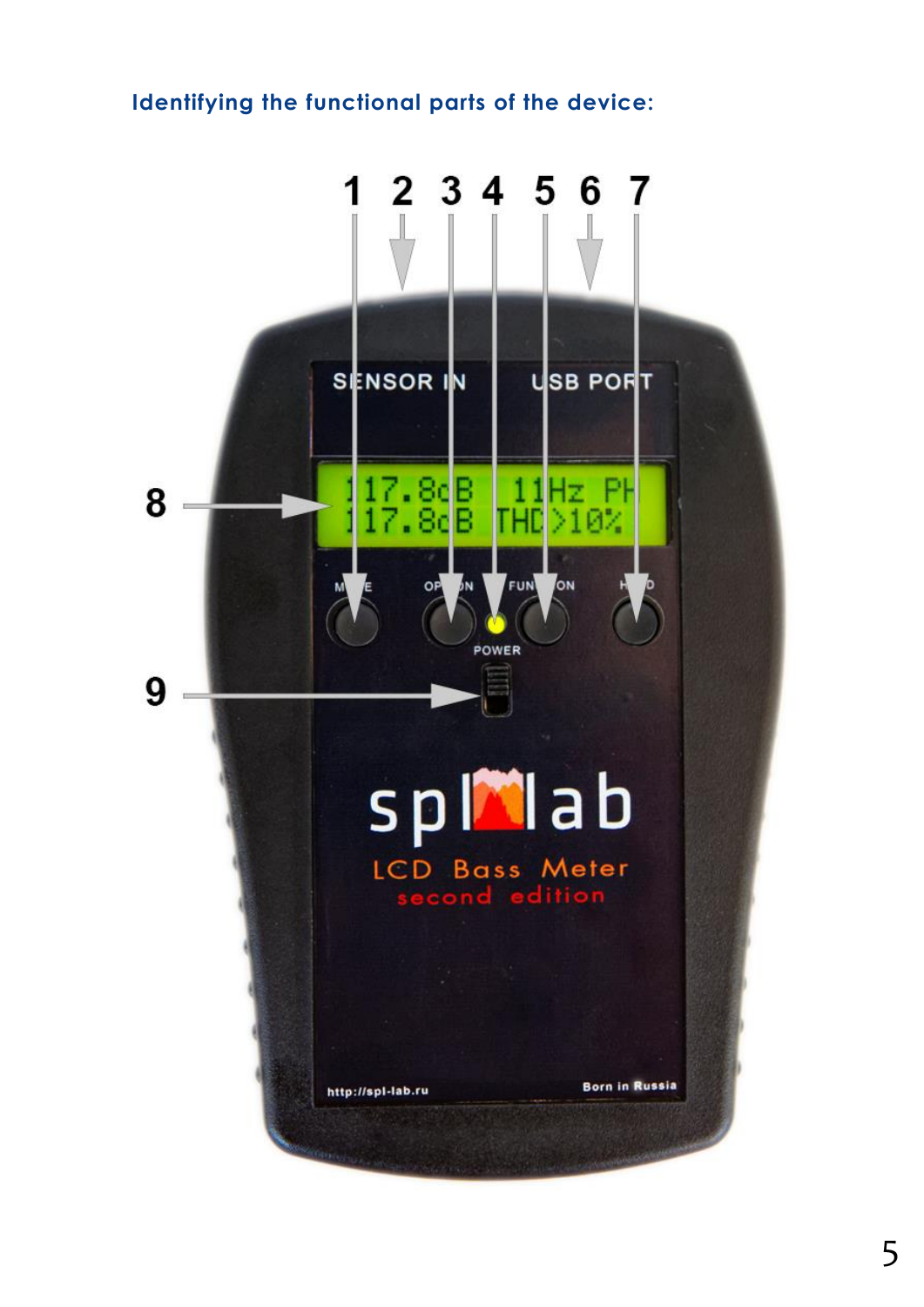### Identifying the functional parts of the device: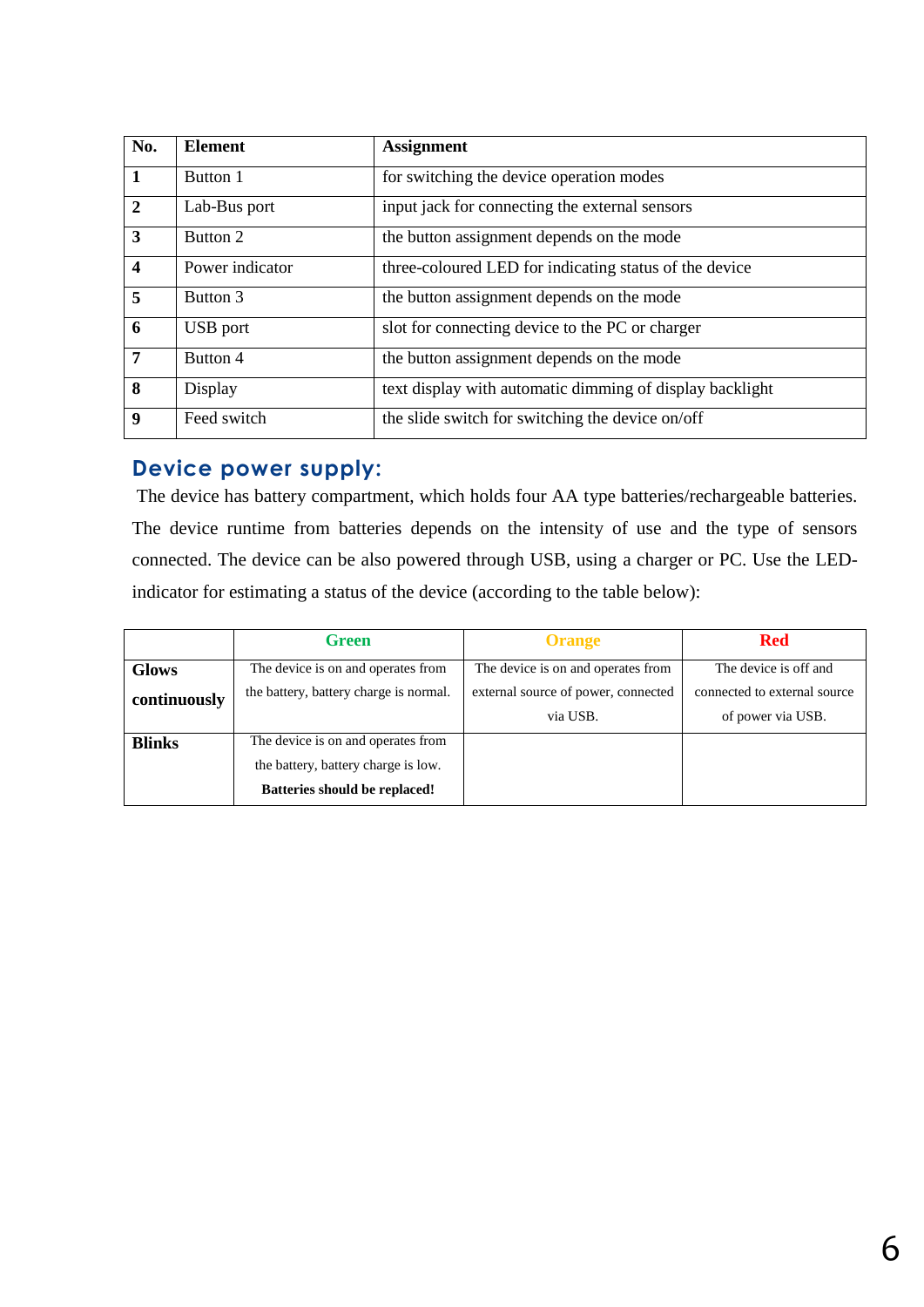| No. | Element | Assignment |
|---|---|---|
| **1** | Button 1 | for switching the device operation modes |
| **2** | Lab-Bus port | input jack for connecting the external sensors |
| **3** | Button 2 | the button assignment depends on the mode |
| **4** | Power indicator | three-coloured LED for indicating status of the device |
| **5** | Button 3 | the button assignment depends on the mode |
| **6** | USB port | slot for connecting device to the PC or charger |
| **7** | Button 4 | the button assignment depends on the mode |
| **8** | Display | text display with automatic dimming of display backlight |
| **9** | Feed switch | the slide switch for switching the device on/off |

## Device power supply:

The device has battery compartment, which holds four AA type batteries/rechargeable batteries. The device runtime from batteries depends on the intensity of use and the type of sensors connected. The device can be also powered through USB, using a charger or PC. Use the LED-indicator for estimating a status of the device (according to the table below):

| | Green | Orange | Red |
|---|---|---|---|
| **Glows continuously** | The device is on and operates from the battery, battery charge is normal. | The device is on and operates from external source of power, connected via USB. | The device is off and connected to external source of power via USB. |
| **Blinks** | The device is on and operates from the battery, battery charge is low. **Batteries should be replaced!** | | |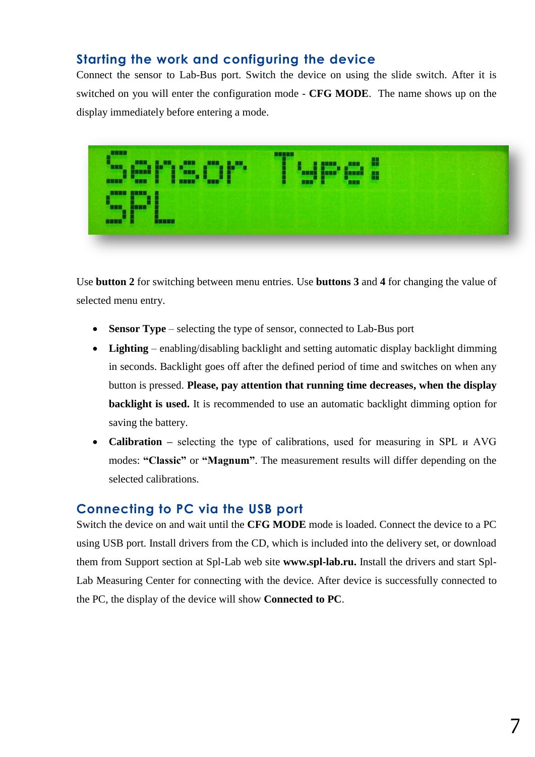## Starting the work and configuring the device

Connect the sensor to Lab-Bus port. Switch the device on using the slide switch. After it is switched on you will enter the configuration mode - **CFG MODE**. The name shows up on the display immediately before entering a mode.

Use **button 2** for switching between menu entries. Use **buttons 3** and **4** for changing the value of selected menu entry.

- **Sensor Type** – selecting the type of sensor, connected to Lab-Bus port
- **Lighting** – enabling/disabling backlight and setting automatic display backlight dimming in seconds. Backlight goes off after the defined period of time and switches on when any button is pressed. **Please, pay attention that running time decreases, when the display backlight is used.** It is recommended to use an automatic backlight dimming option for saving the battery.
- **Calibration** – selecting the type of calibrations, used for measuring in SPL и AVG modes: **"Classic"** or **"Magnum"**. The measurement results will differ depending on the selected calibrations.

## Connecting to PC via the USB port

Switch the device on and wait until the **CFG MODE** mode is loaded. Connect the device to a PC using USB port. Install drivers from the CD, which is included into the delivery set, or download them from Support section at Spl-Lab web site **www.spl-lab.ru.** Install the drivers and start Spl-Lab Measuring Center for connecting with the device. After device is successfully connected to the PC, the display of the device will show **Connected to PC**.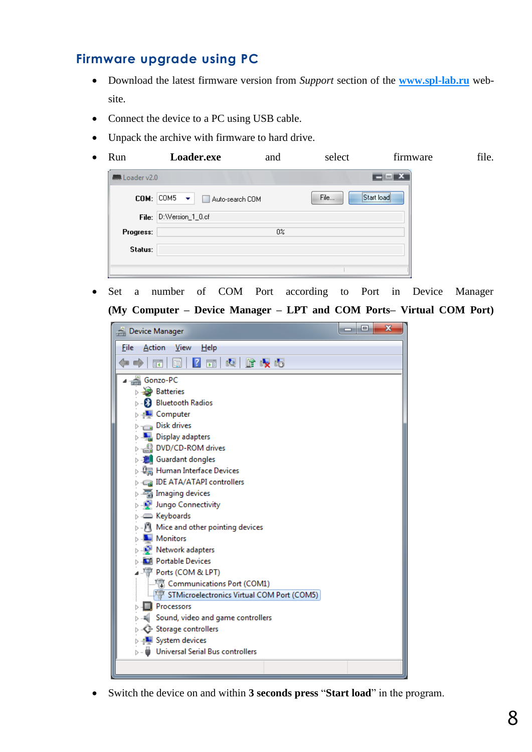## Firmware upgrade using PC

- Download the latest firmware version from *Support* section of the [www.spl-lab.ru](http://www.spl-lab.ru) web-site.
- Connect the device to a PC using USB cable.
- Unpack the archive with firmware to hard drive.
- Run **Loader.exe** and select firmware file.
- Set a number of COM Port according to Port in Device Manager **(My Computer – Device Manager – LPT and COM Ports– Virtual COM Port)**
- Switch the device on and within **3 seconds press** “**Start load**” in the program.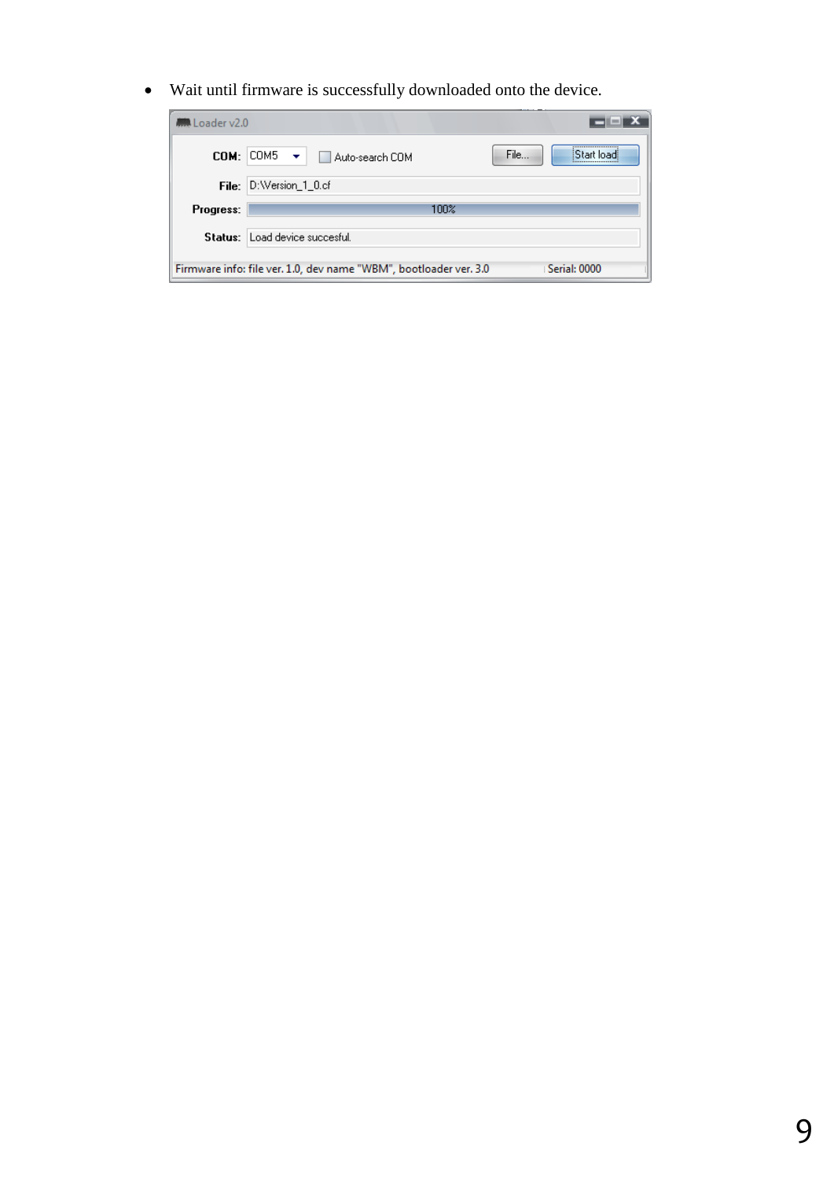- Wait until firmware is successfully downloaded onto the device.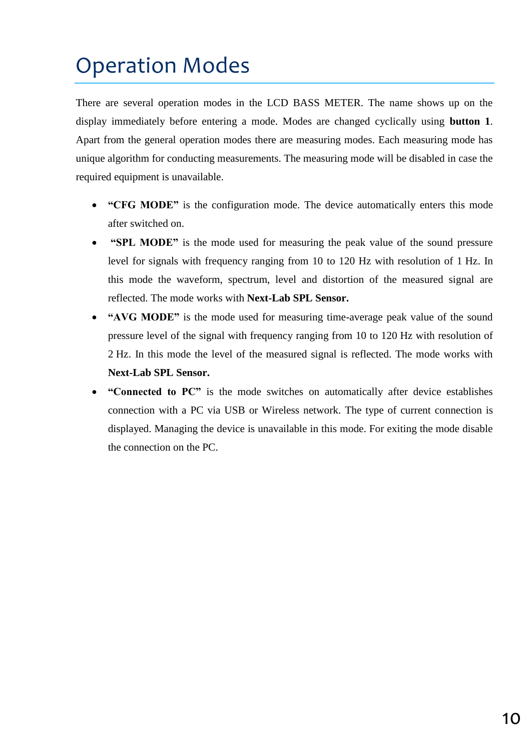# Operation Modes

There are several operation modes in the LCD BASS METER. The name shows up on the display immediately before entering a mode. Modes are changed cyclically using **button 1**. Apart from the general operation modes there are measuring modes. Each measuring mode has unique algorithm for conducting measurements. The measuring mode will be disabled in case the required equipment is unavailable.

- **"CFG MODE"** is the configuration mode. The device automatically enters this mode after switched on.
- **"SPL MODE"** is the mode used for measuring the peak value of the sound pressure level for signals with frequency ranging from 10 to 120 Hz with resolution of 1 Hz. In this mode the waveform, spectrum, level and distortion of the measured signal are reflected. The mode works with **Next-Lab SPL Sensor.**
- **"AVG MODE"** is the mode used for measuring time-average peak value of the sound pressure level of the signal with frequency ranging from 10 to 120 Hz with resolution of 2 Hz. In this mode the level of the measured signal is reflected. The mode works with **Next-Lab SPL Sensor.**
- **"Connected to PC"** is the mode switches on automatically after device establishes connection with a PC via USB or Wireless network. The type of current connection is displayed. Managing the device is unavailable in this mode. For exiting the mode disable the connection on the PC.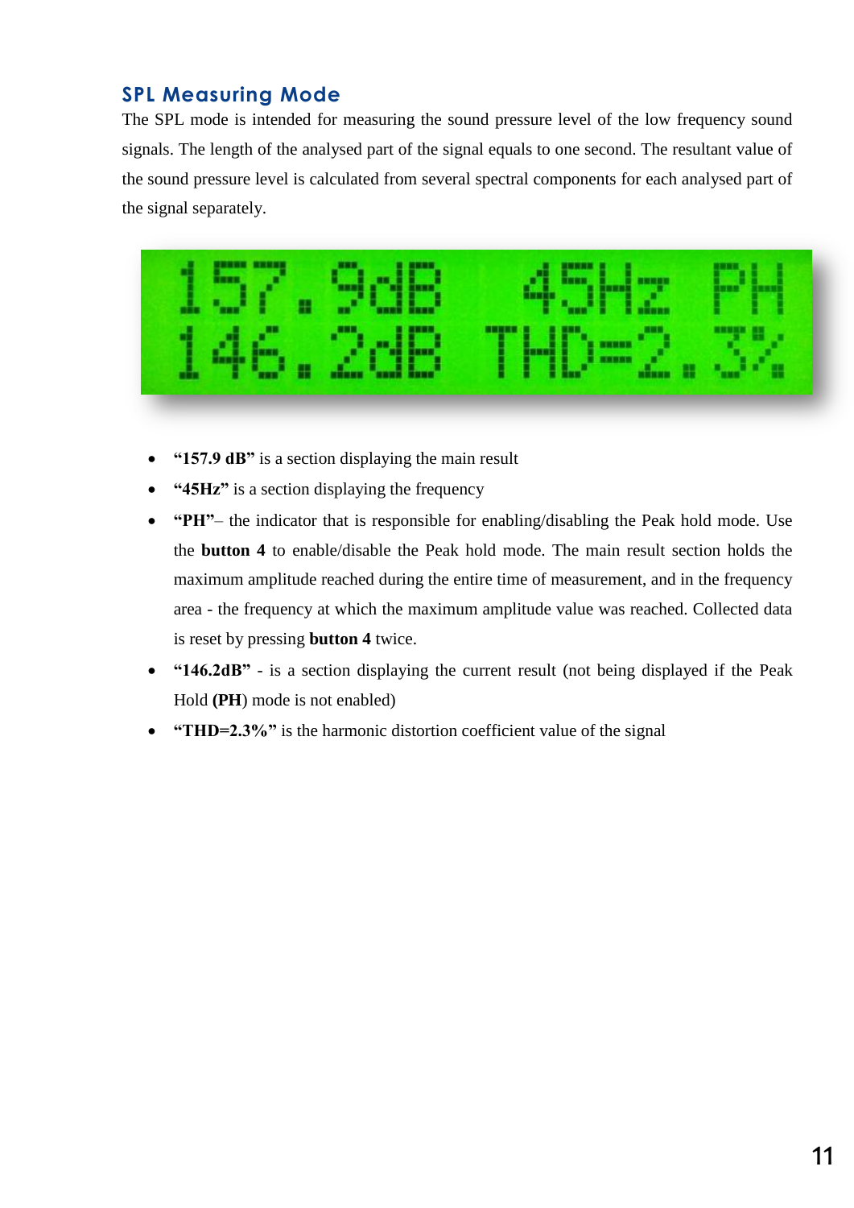## SPL Measuring Mode

The SPL mode is intended for measuring the sound pressure level of the low frequency sound signals. The length of the analysed part of the signal equals to one second. The resultant value of the sound pressure level is calculated from several spectral components for each analysed part of the signal separately.

```
157.9dB   45Hz  PH
146.2dB THD=2.3%
```

- **"157.9 dB"** is a section displaying the main result
- **"45Hz"** is a section displaying the frequency
- **"PH"**– the indicator that is responsible for enabling/disabling the Peak hold mode. Use the **button 4** to enable/disable the Peak hold mode. The main result section holds the maximum amplitude reached during the entire time of measurement, and in the frequency area - the frequency at which the maximum amplitude value was reached. Collected data is reset by pressing **button 4** twice.
- **"146.2dB"** - is a section displaying the current result (not being displayed if the Peak Hold **(PH**) mode is not enabled)
- **"THD=2.3%"** is the harmonic distortion coefficient value of the signal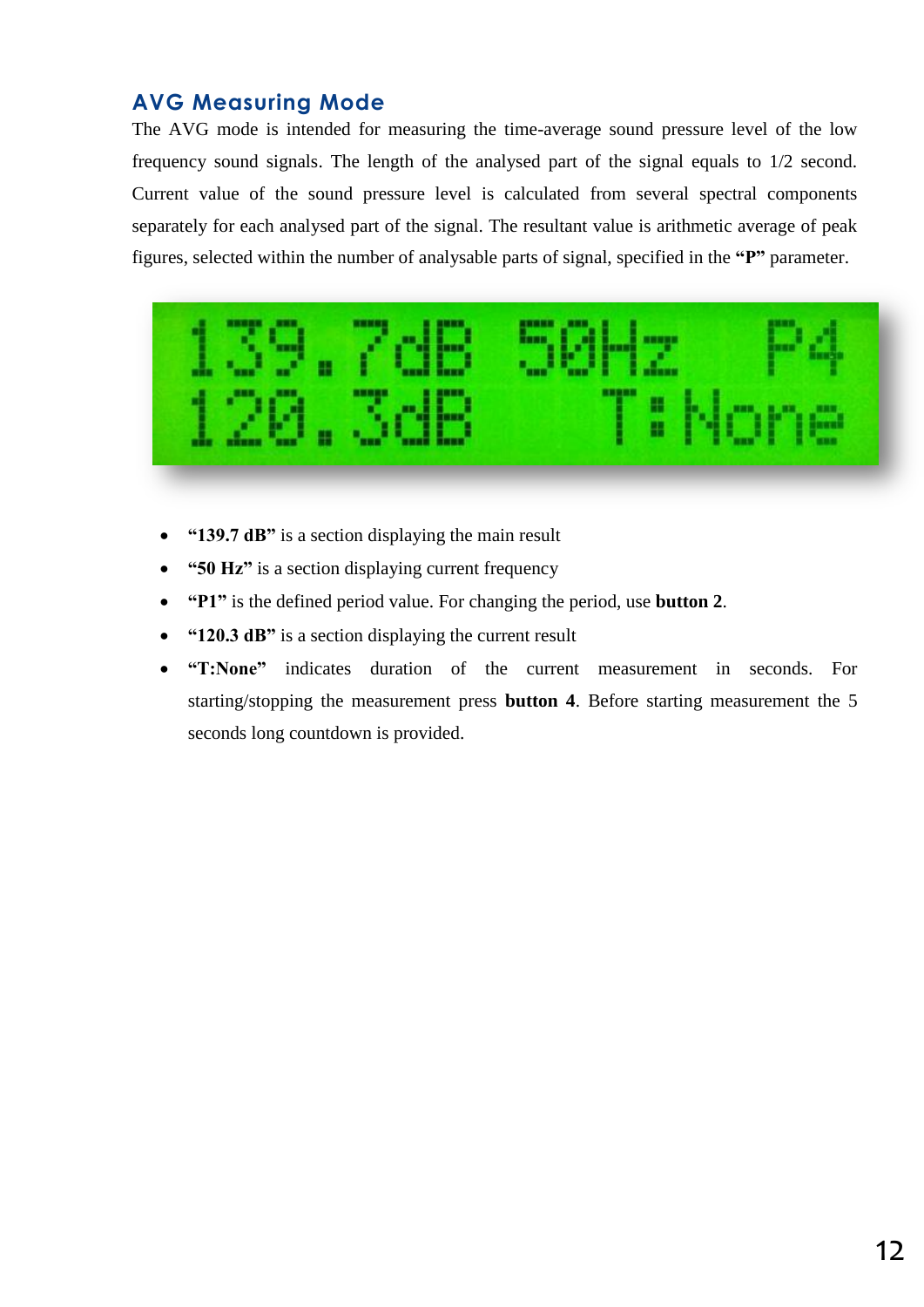## AVG Measuring Mode

The AVG mode is intended for measuring the time-average sound pressure level of the low frequency sound signals. The length of the analysed part of the signal equals to 1/2 second. Current value of the sound pressure level is calculated from several spectral components separately for each analysed part of the signal. The resultant value is arithmetic average of peak figures, selected within the number of analysable parts of signal, specified in the **“P”** parameter.

- **“139.7 dB”** is a section displaying the main result
- **“50 Hz”** is a section displaying current frequency
- **“P1”** is the defined period value. For changing the period, use **button 2**.
- **“120.3 dB”** is a section displaying the current result
- **“T:None”** indicates duration of the current measurement in seconds. For starting/stopping the measurement press **button 4**. Before starting measurement the 5 seconds long countdown is provided.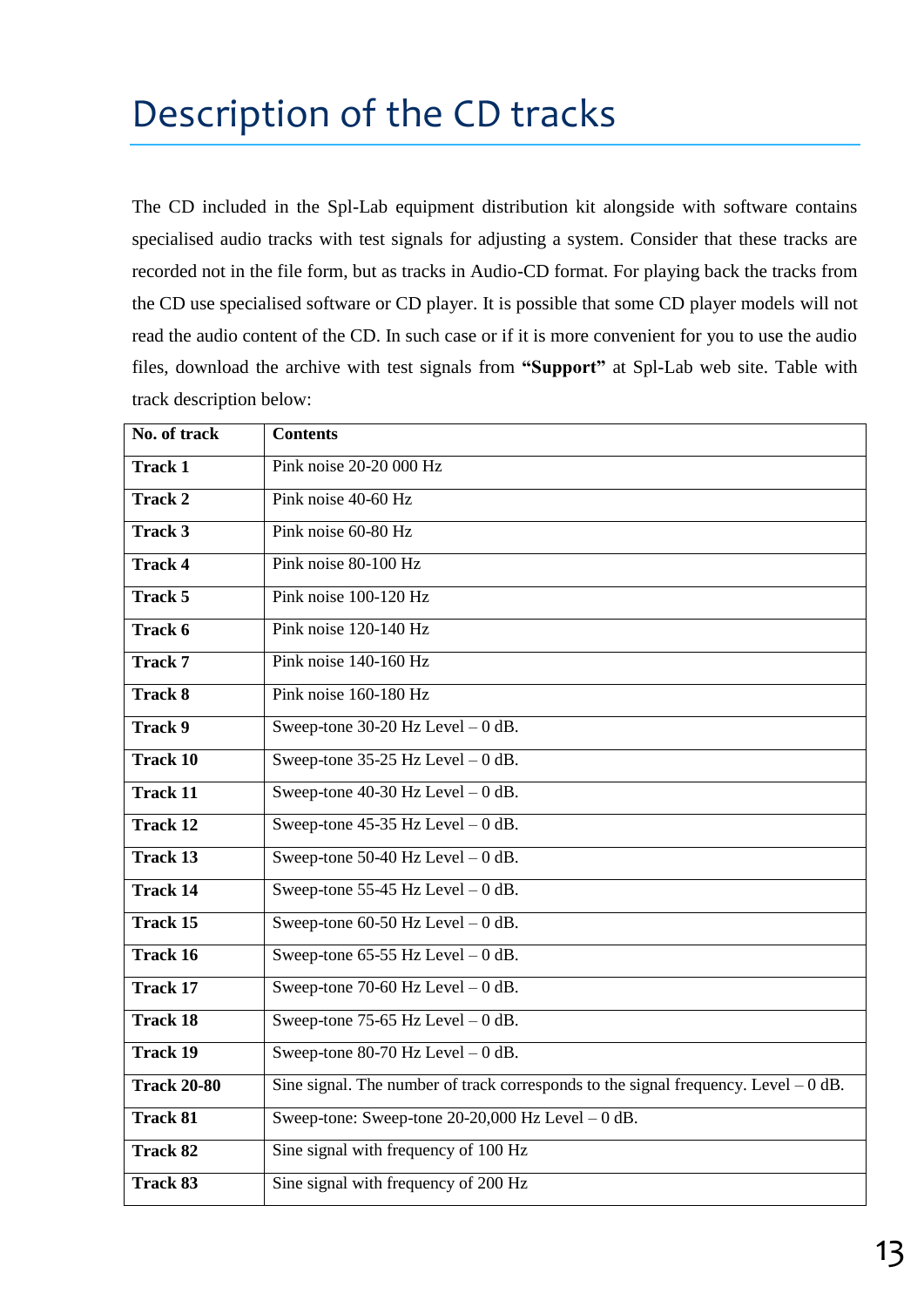# Description of the CD tracks

The CD included in the Spl-Lab equipment distribution kit alongside with software contains specialised audio tracks with test signals for adjusting a system. Consider that these tracks are recorded not in the file form, but as tracks in Audio-CD format. For playing back the tracks from the CD use specialised software or CD player. It is possible that some CD player models will not read the audio content of the CD. In such case or if it is more convenient for you to use the audio files, download the archive with test signals from **"Support"** at Spl-Lab web site. Table with track description below:

| No. of track | Contents |
|---|---|
| **Track 1** | Pink noise 20-20 000 Hz |
| **Track 2** | Pink noise 40-60 Hz |
| **Track 3** | Pink noise 60-80 Hz |
| **Track 4** | Pink noise 80-100 Hz |
| **Track 5** | Pink noise 100-120 Hz |
| **Track 6** | Pink noise 120-140 Hz |
| **Track 7** | Pink noise 140-160 Hz |
| **Track 8** | Pink noise 160-180 Hz |
| **Track 9** | Sweep-tone 30-20 Hz Level – 0 dB. |
| **Track 10** | Sweep-tone 35-25 Hz Level – 0 dB. |
| **Track 11** | Sweep-tone 40-30 Hz Level – 0 dB. |
| **Track 12** | Sweep-tone 45-35 Hz Level – 0 dB. |
| **Track 13** | Sweep-tone 50-40 Hz Level – 0 dB. |
| **Track 14** | Sweep-tone 55-45 Hz Level – 0 dB. |
| **Track 15** | Sweep-tone 60-50 Hz Level – 0 dB. |
| **Track 16** | Sweep-tone 65-55 Hz Level – 0 dB. |
| **Track 17** | Sweep-tone 70-60 Hz Level – 0 dB. |
| **Track 18** | Sweep-tone 75-65 Hz Level – 0 dB. |
| **Track 19** | Sweep-tone 80-70 Hz Level – 0 dB. |
| **Track 20-80** | Sine signal. The number of track corresponds to the signal frequency. Level – 0 dB. |
| **Track 81** | Sweep-tone: Sweep-tone 20-20,000 Hz Level – 0 dB. |
| **Track 82** | Sine signal with frequency of 100 Hz |
| **Track 83** | Sine signal with frequency of 200 Hz |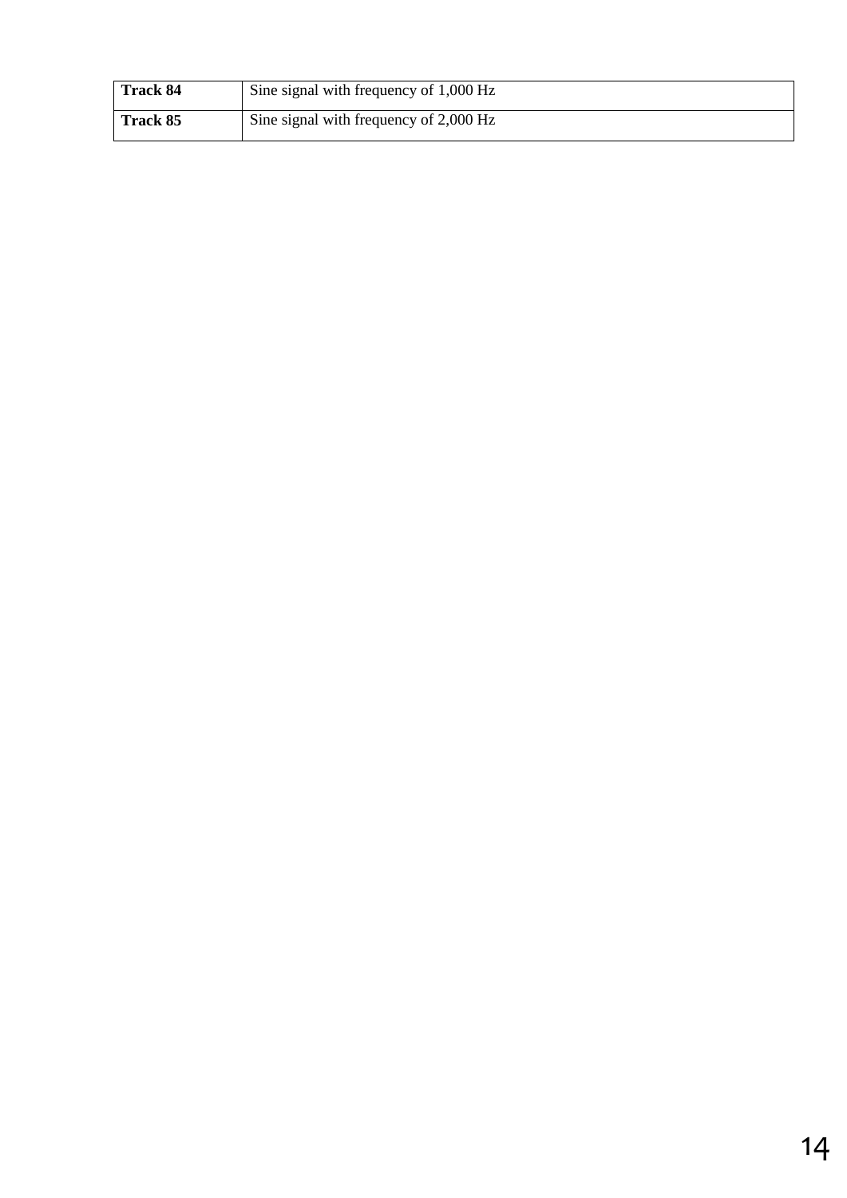| | |
|---|---|
| **Track 84** | Sine signal with frequency of 1,000 Hz |
| **Track 85** | Sine signal with frequency of 2,000 Hz |